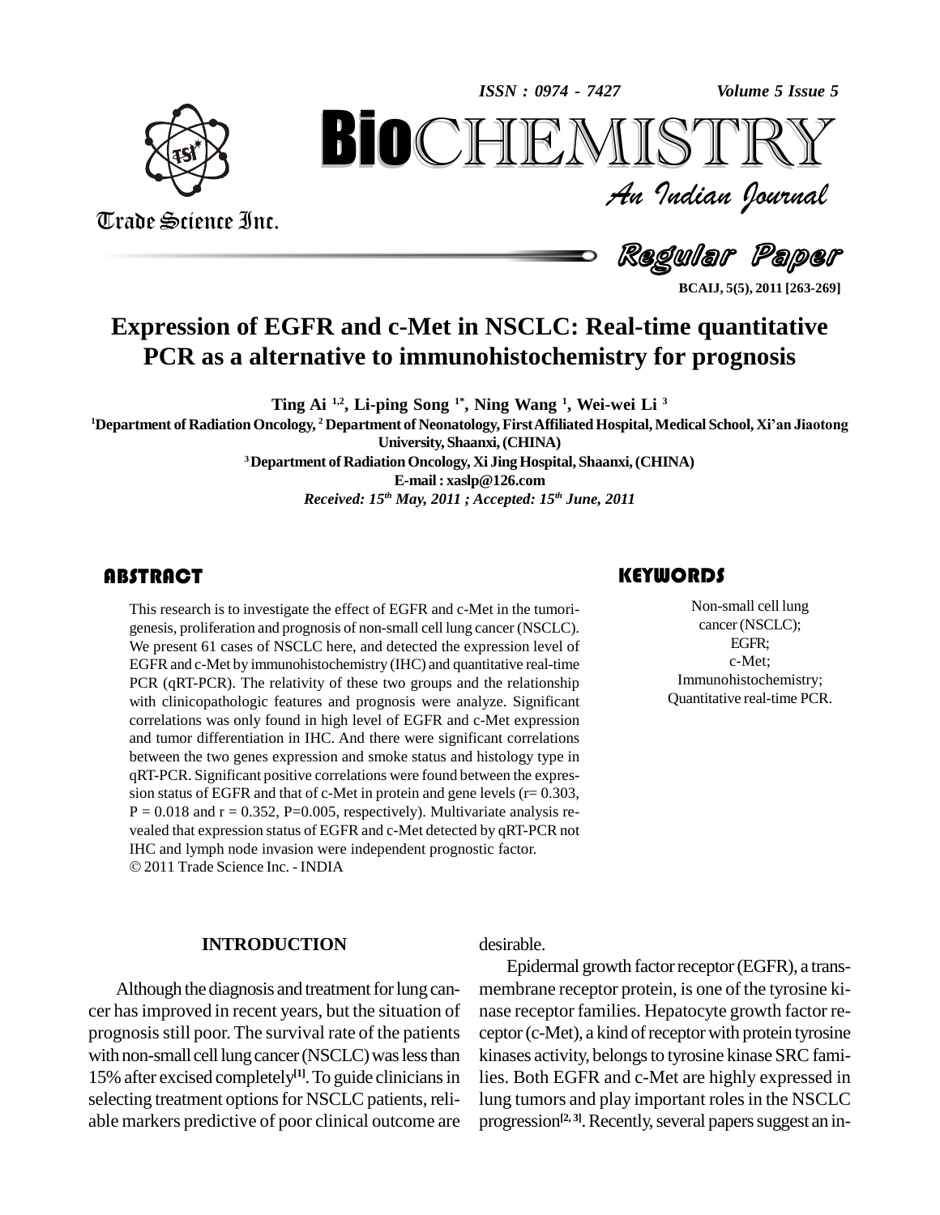# Expression of EGFR and c-Met in NSCLC: Real-time quantitative PCR as a alternative to immunohistochemistry for prognosis

**Ting Ai [1,2], Li-ping Song [1*], Ning Wang [1], Wei-wei Li [3]**

[1] Department of Radiation Oncology, [2] Department of Neonatology, First Affiliated Hospital, Medical School, Xi'an Jiaotong University, Shaanxi, (CHINA)

[3] Department of Radiation Oncology, Xi Jing Hospital, Shaanxi, (CHINA)

E-mail : xaslp@126.com

*Received: 15th May, 2011 ; Accepted: 15th June, 2011*

## ABSTRACT

This research is to investigate the effect of EGFR and c-Met in the tumorigenesis, proliferation and prognosis of non-small cell lung cancer (NSCLC). We present 61 cases of NSCLC here, and detected the expression level of EGFR and c-Met by immunohistochemistry (IHC) and quantitative real-time PCR (qRT-PCR). The relativity of these two groups and the relationship with clinicopathologic features and prognosis were analyze. Significant correlations was only found in high level of EGFR and c-Met expression and tumor differentiation in IHC. And there were significant correlations between the two genes expression and smoke status and histology type in qRT-PCR. Significant positive correlations were found between the expression status of EGFR and that of c-Met in protein and gene levels ($r = 0.303$, $P = 0.018$ and $r = 0.352$, $P = 0.005$, respectively). Multivariate analysis revealed that expression status of EGFR and c-Met detected by qRT-PCR not IHC and lymph node invasion were independent prognostic factor.

© 2011 Trade Science Inc. - INDIA

## KEYWORDS

Non-small cell lung cancer (NSCLC);
EGFR;
c-Met;
Immunohistochemistry;
Quantitative real-time PCR.

## INTRODUCTION

Although the diagnosis and treatment for lung cancer has improved in recent years, but the situation of prognosis still poor. The survival rate of the patients with non-small cell lung cancer (NSCLC) was less than 15% after excised completely[1]. To guide clinicians in selecting treatment options for NSCLC patients, reliable markers predictive of poor clinical outcome are desirable.

Epidermal growth factor receptor (EGFR), a transmembrane receptor protein, is one of the tyrosine kinase receptor families. Hepatocyte growth factor receptor (c-Met), a kind of receptor with protein tyrosine kinases activity, belongs to tyrosine kinase SRC families. Both EGFR and c-Met are highly expressed in lung tumors and play important roles in the NSCLC progression[2, 3]. Recently, several papers suggest an in-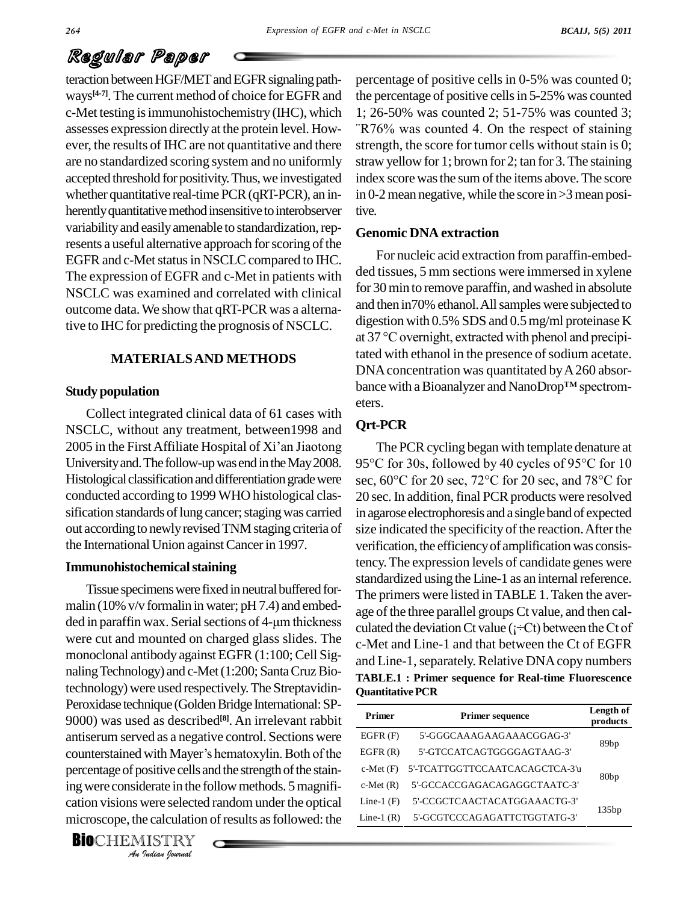teraction between HGF/MET and EGFR signaling pathways[4-7]. The current method of choice for EGFR and c-Met testing is immunohistochemistry (IHC), which assesses expression directly at the protein level. However, the results of IHC are not quantitative and there are no standardized scoring system and no uniformly accepted threshold for positivity. Thus, we investigated whether quantitative real-time PCR (qRT-PCR), an inherently quantitative method insensitive to interobserver variability and easily amenable to standardization, represents a useful alternative approach for scoring of the EGFR and c-Met status in NSCLC compared to IHC. The expression of EGFR and c-Met in patients with NSCLC was examined and correlated with clinical outcome data. We show that qRT-PCR was a alternative to IHC for predicting the prognosis of NSCLC.

## MATERIALS AND METHODS

### Study population

Collect integrated clinical data of 61 cases with NSCLC, without any treatment, between1998 and 2005 in the First Affiliate Hospital of Xi'an Jiaotong University and. The follow-up was end in the May 2008. Histological classification and differentiation grade were conducted according to 1999 WHO histological classification standards of lung cancer; staging was carried out according to newly revised TNM staging criteria of the International Union against Cancer in 1997.

### Immunohistochemical staining

Tissue specimens were fixed in neutral buffered formalin (10% v/v formalin in water; pH 7.4) and embedded in paraffin wax. Serial sections of 4-μm thickness were cut and mounted on charged glass slides. The monoclonal antibody against EGFR (1:100; Cell Signaling Technology) and c-Met (1:200; Santa Cruz Biotechnology) were used respectively. The Streptavidin-Peroxidase technique (Golden Bridge International: SP-9000) was used as described[8]. An irrelevant rabbit antiserum served as a negative control. Sections were counterstained with Mayer's hematoxylin. Both of the percentage of positive cells and the strength of the staining were considerate in the follow methods. 5 magnification visions were selected random under the optical microscope, the calculation of results as followed: the percentage of positive cells in 0-5% was counted 0; the percentage of positive cells in 5-25% was counted 1; 26-50% was counted 2; 51-75% was counted 3; ¨R76% was counted 4. On the respect of staining strength, the score for tumor cells without stain is 0; straw yellow for 1; brown for 2; tan for 3. The staining index score was the sum of the items above. The score in 0-2 mean negative, while the score in >3 mean positive.

### Genomic DNA extraction

For nucleic acid extraction from paraffin-embedded tissues, 5 mm sections were immersed in xylene for 30 min to remove paraffin, and washed in absolute and then in70% ethanol. All samples were subjected to digestion with 0.5% SDS and 0.5 mg/ml proteinase K at 37 °C overnight, extracted with phenol and precipitated with ethanol in the presence of sodium acetate. DNA concentration was quantitated by A260 absorbance with a Bioanalyzer and NanoDrop™ spectrometers.

### Qrt-PCR

The PCR cycling began with template denature at 95°C for 30s, followed by 40 cycles of 95°C for 10 sec, 60°C for 20 sec, 72°C for 20 sec, and 78°C for 20 sec. In addition, final PCR products were resolved in agarose electrophoresis and a single band of expected size indicated the specificity of the reaction. After the verification, the efficiency of amplification was consistency. The expression levels of candidate genes were standardized using the Line-1 as an internal reference. The primers were listed in TABLE 1. Taken the average of the three parallel groups Ct value, and then calculated the deviation Ct value (¡÷Ct) between the Ct of c-Met and Line-1 and that between the Ct of EGFR and Line-1, separately. Relative DNA copy numbers

**TABLE.1 : Primer sequence for Real-time Fluorescence Quantitative PCR**

| Primer | Primer sequence | Length of products |
|---|---|---|
| EGFR (F) | 5'-GGGCAAAGAAGAAACGGAG-3' | 89bp |
| EGFR (R) | 5'-GTCCATCAGTGGGGAGTAAG-3' | |
| c-Met (F) | 5'-TCATTGGTTCCAATCACAGCTCA-3'u | 80bp |
| c-Met (R) | 5'-GCCACCGAGACAGAGGCTAATC-3' | |
| Line-1 (F) | 5'-CCGCTCAACTACATGGAAACTG-3' | 135bp |
| Line-1 (R) | 5'-GCGTCCCAGAGATTCTGGTATG-3' | |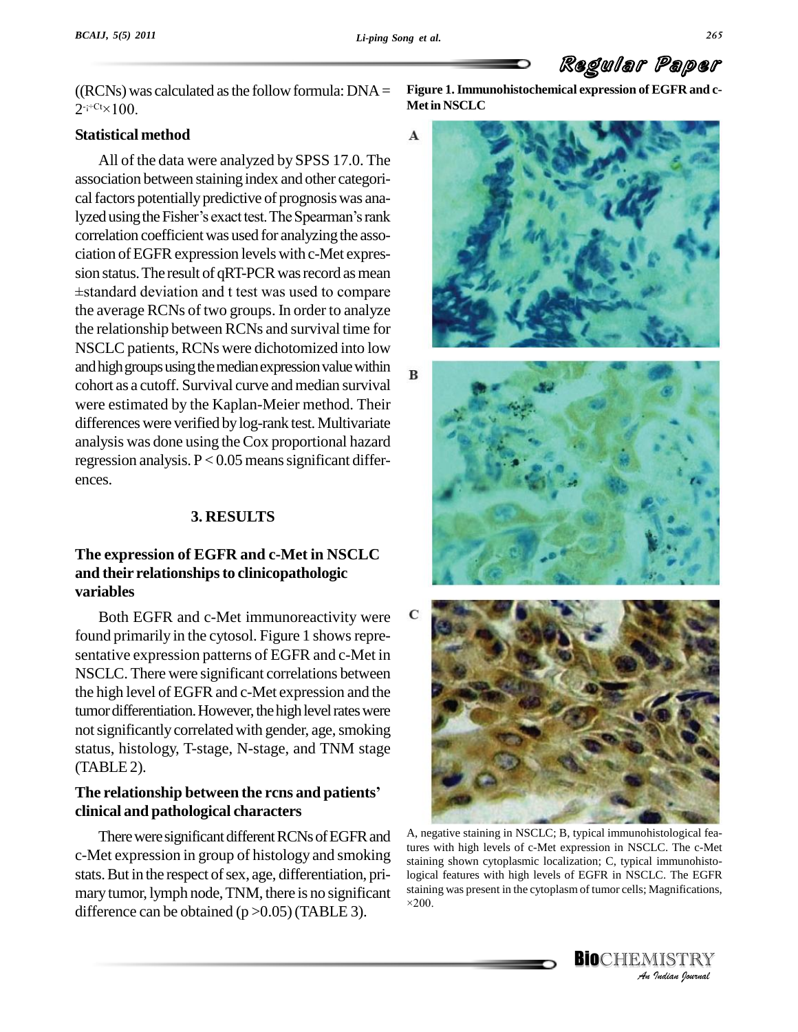((RCNs) was calculated as the follow formula: DNA = $2^{-\triangle\triangle Ct}\times 100$.

### Statistical method

All of the data were analyzed by SPSS 17.0. The association between staining index and other categorical factors potentially predictive of prognosis was analyzed using the Fisher's exact test. The Spearman's rank correlation coefficient was used for analyzing the association of EGFR expression levels with c-Met expression status. The result of qRT-PCR was record as mean ±standard deviation and t test was used to compare the average RCNs of two groups. In order to analyze the relationship between RCNs and survival time for NSCLC patients, RCNs were dichotomized into low and high groups using the median expression value within cohort as a cutoff. Survival curve and median survival were estimated by the Kaplan-Meier method. Their differences were verified by log-rank test. Multivariate analysis was done using the Cox proportional hazard regression analysis. $P < 0.05$ means significant differences.

## 3. RESULTS

### The expression of EGFR and c-Met in NSCLC and their relationships to clinicopathologic variables

Both EGFR and c-Met immunoreactivity were found primarily in the cytosol. Figure 1 shows representative expression patterns of EGFR and c-Met in NSCLC. There were significant correlations between the high level of EGFR and c-Met expression and the tumor differentiation. However, the high level rates were not significantly correlated with gender, age, smoking status, histology, T-stage, N-stage, and TNM stage (TABLE 2).

### The relationship between the rcns and patients' clinical and pathological characters

There were significant different RCNs of EGFR and c-Met expression in group of histology and smoking stats. But in the respect of sex, age, differentiation, primary tumor, lymph node, TNM, there is no significant difference can be obtained ($p > 0.05$) (TABLE 3).

**Figure 1. Immunohistochemical expression of EGFR and c-Met in NSCLC**

A, negative staining in NSCLC; B, typical immunohistological features with high levels of c-Met expression in NSCLC. The c-Met staining shown cytoplasmic localization; C, typical immunohistological features with high levels of EGFR in NSCLC. The EGFR staining was present in the cytoplasm of tumor cells; Magnifications, ×200.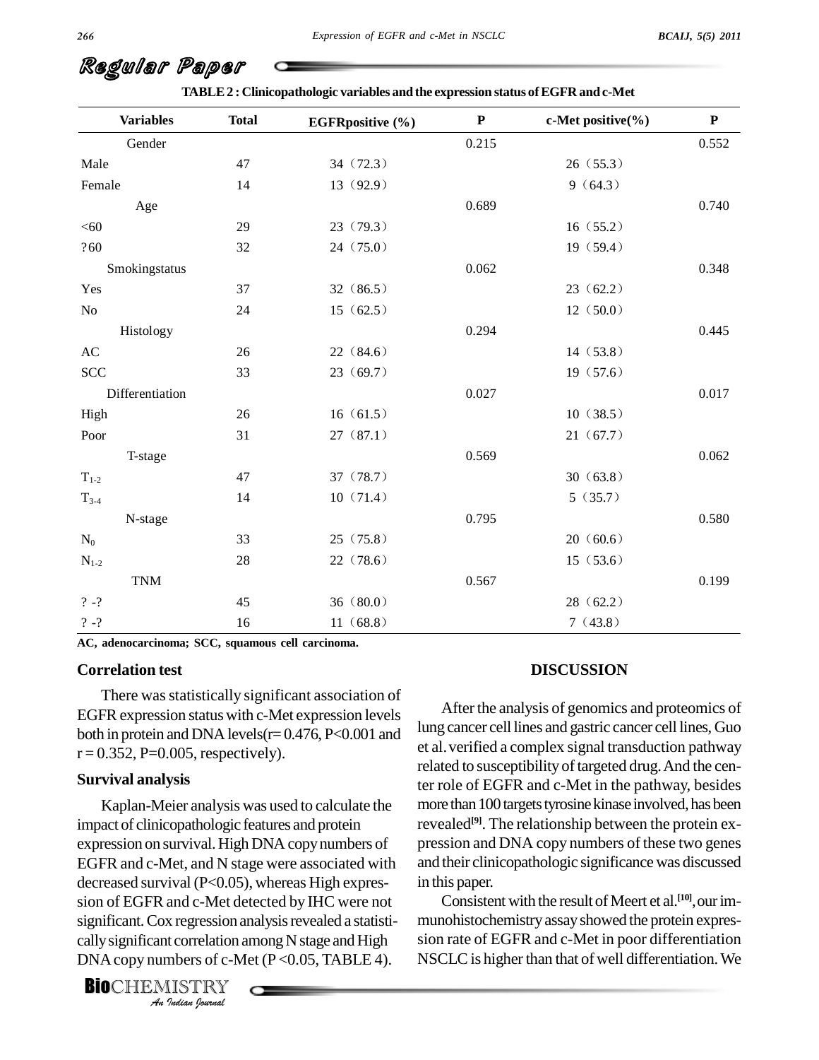TABLE 2 : Clinicopathologic variables and the expression status of EGFR and c-Met

| Variables | Total | EGFRpositive (%) | P | c-Met positive(%) | P |
|---|---|---|---|---|---|
| Gender | | | 0.215 | | 0.552 |
| Male | 47 | 34（72.3） | | 26（55.3） | |
| Female | 14 | 13（92.9） | | 9（64.3） | |
| Age | | | 0.689 | | 0.740 |
| <60 | 29 | 23（79.3） | | 16（55.2） | |
| ?60 | 32 | 24（75.0） | | 19（59.4） | |
| Smokingstatus | | | 0.062 | | 0.348 |
| Yes | 37 | 32（86.5） | | 23（62.2） | |
| No | 24 | 15（62.5） | | 12（50.0） | |
| Histology | | | 0.294 | | 0.445 |
| AC | 26 | 22（84.6） | | 14（53.8） | |
| SCC | 33 | 23（69.7） | | 19（57.6） | |
| Differentiation | | | 0.027 | | 0.017 |
| High | 26 | 16（61.5） | | 10（38.5） | |
| Poor | 31 | 27（87.1） | | 21（67.7） | |
| T-stage | | | 0.569 | | 0.062 |
| $T_{1-2}$ | 47 | 37（78.7） | | 30（63.8） | |
| $T_{3-4}$ | 14 | 10（71.4） | | 5（35.7） | |
| N-stage | | | 0.795 | | 0.580 |
| $N_0$ | 33 | 25（75.8） | | 20（60.6） | |
| $N_{1-2}$ | 28 | 22（78.6） | | 15（53.6） | |
| TNM | | | 0.567 | | 0.199 |
| ? -? | 45 | 36（80.0） | | 28（62.2） | |
| ? -? | 16 | 11（68.8） | | 7（43.8） | |

**AC, adenocarcinoma; SCC, squamous cell carcinoma.**

### Correlation test

There was statistically significant association of EGFR expression status with c-Met expression levels both in protein and DNA levels(r= 0.476, P<0.001 and r = 0.352, P=0.005, respectively).

### Survival analysis

Kaplan-Meier analysis was used to calculate the impact of clinicopathologic features and protein expression on survival. High DNA copy numbers of EGFR and c-Met, and N stage were associated with decreased survival (P<0.05), whereas High expression of EGFR and c-Met detected by IHC were not significant. Cox regression analysis revealed a statistically significant correlation among N stage and High DNA copy numbers of c-Met (P <0.05, TABLE 4).

## DISCUSSION

After the analysis of genomics and proteomics of lung cancer cell lines and gastric cancer cell lines, Guo et al. verified a complex signal transduction pathway related to susceptibility of targeted drug. And the center role of EGFR and c-Met in the pathway, besides more than 100 targets tyrosine kinase involved, has been revealed[9]. The relationship between the protein expression and DNA copy numbers of these two genes and their clinicopathologic significance was discussed in this paper.

Consistent with the result of Meert et al.[10], our immunohistochemistry assay showed the protein expression rate of EGFR and c-Met in poor differentiation NSCLC is higher than that of well differentiation. We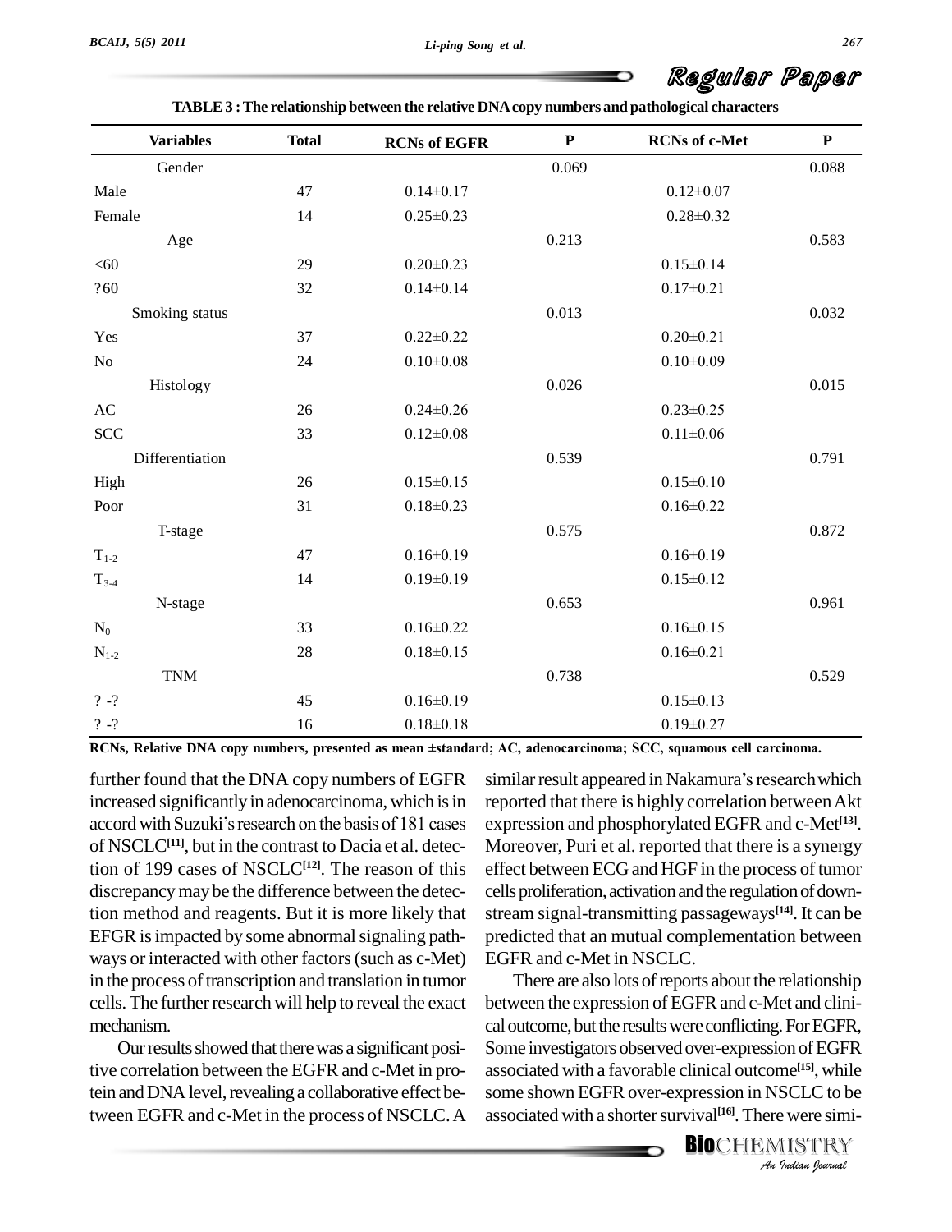TABLE 3 : The relationship between the relative DNA copy numbers and pathological characters

| Variables | Total | RCNs of EGFR | P | RCNs of c-Met | P |
|---|---|---|---|---|---|
| Gender | | | 0.069 | | 0.088 |
| Male | 47 | 0.14±0.17 | | 0.12±0.07 | |
| Female | 14 | 0.25±0.23 | | 0.28±0.32 | |
| Age | | | 0.213 | | 0.583 |
| <60 | 29 | 0.20±0.23 | | 0.15±0.14 | |
| ?60 | 32 | 0.14±0.14 | | 0.17±0.21 | |
| Smoking status | | | 0.013 | | 0.032 |
| Yes | 37 | 0.22±0.22 | | 0.20±0.21 | |
| No | 24 | 0.10±0.08 | | 0.10±0.09 | |
| Histology | | | 0.026 | | 0.015 |
| AC | 26 | 0.24±0.26 | | 0.23±0.25 | |
| SCC | 33 | 0.12±0.08 | | 0.11±0.06 | |
| Differentiation | | | 0.539 | | 0.791 |
| High | 26 | 0.15±0.15 | | 0.15±0.10 | |
| Poor | 31 | 0.18±0.23 | | 0.16±0.22 | |
| T-stage | | | 0.575 | | 0.872 |
| $T_{1-2}$ | 47 | 0.16±0.19 | | 0.16±0.19 | |
| $T_{3-4}$ | 14 | 0.19±0.19 | | 0.15±0.12 | |
| N-stage | | | 0.653 | | 0.961 |
| $N_0$ | 33 | 0.16±0.22 | | 0.16±0.15 | |
| $N_{1-2}$ | 28 | 0.18±0.15 | | 0.16±0.21 | |
| TNM | | | 0.738 | | 0.529 |
| ? -? | 45 | 0.16±0.19 | | 0.15±0.13 | |
| ? -? | 16 | 0.18±0.18 | | 0.19±0.27 | |

**RCNs, Relative DNA copy numbers, presented as mean ±standard; AC, adenocarcinoma; SCC, squamous cell carcinoma.**

further found that the DNA copy numbers of EGFR increased significantly in adenocarcinoma, which is in accord with Suzuki's research on the basis of 181 cases of NSCLC[11], but in the contrast to Dacia et al. detection of 199 cases of NSCLC[12]. The reason of this discrepancy may be the difference between the detection method and reagents. But it is more likely that EFGR is impacted by some abnormal signaling pathways or interacted with other factors (such as c-Met) in the process of transcription and translation in tumor cells. The further research will help to reveal the exact mechanism.

Our results showed that there was a significant positive correlation between the EGFR and c-Met in protein and DNA level, revealing a collaborative effect between EGFR and c-Met in the process of NSCLC. A similar result appeared in Nakamura's research which reported that there is highly correlation between Akt expression and phosphorylated EGFR and c-Met[13]. Moreover, Puri et al. reported that there is a synergy effect between ECG and HGF in the process of tumor cells proliferation, activation and the regulation of downstream signal-transmitting passageways[14]. It can be predicted that an mutual complementation between EGFR and c-Met in NSCLC.

There are also lots of reports about the relationship between the expression of EGFR and c-Met and clinical outcome, but the results were conflicting. For EGFR, Some investigators observed over-expression of EGFR associated with a favorable clinical outcome[15], while some shown EGFR over-expression in NSCLC to be associated with a shorter survival[16]. There were simi-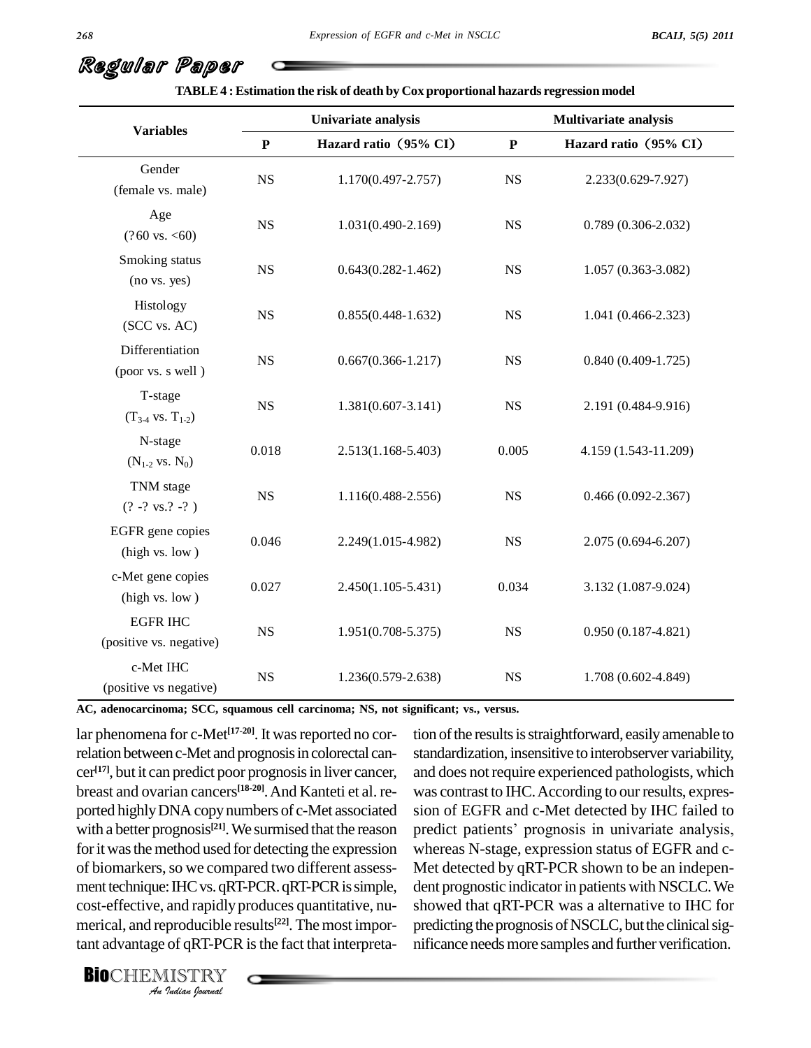**TABLE 4 : Estimation the risk of death by Cox proportional hazards regression model**

| Variables | Univariate analysis | | Multivariate analysis | |
|---|---|---|---|---|
| | P | Hazard ratio（95% CI） | P | Hazard ratio（95% CI） |
| Gender (female vs. male) | NS | 1.170(0.497-2.757) | NS | 2.233(0.629-7.927) |
| Age (?60 vs. <60) | NS | 1.031(0.490-2.169) | NS | 0.789 (0.306-2.032) |
| Smoking status (no vs. yes) | NS | 0.643(0.282-1.462) | NS | 1.057 (0.363-3.082) |
| Histology (SCC vs. AC) | NS | 0.855(0.448-1.632) | NS | 1.041 (0.466-2.323) |
| Differentiation (poor vs. s well ) | NS | 0.667(0.366-1.217) | NS | 0.840 (0.409-1.725) |
| T-stage ($T_{3-4}$ vs. $T_{1-2}$) | NS | 1.381(0.607-3.141) | NS | 2.191 (0.484-9.916) |
| N-stage ($N_{1-2}$ vs. $N_0$) | 0.018 | 2.513(1.168-5.403) | 0.005 | 4.159 (1.543-11.209) |
| TNM stage (? -? vs.? -? ) | NS | 1.116(0.488-2.556) | NS | 0.466 (0.092-2.367) |
| EGFR gene copies (high vs. low ) | 0.046 | 2.249(1.015-4.982) | NS | 2.075 (0.694-6.207) |
| c-Met gene copies (high vs. low ) | 0.027 | 2.450(1.105-5.431) | 0.034 | 3.132 (1.087-9.024) |
| EGFR IHC (positive vs. negative) | NS | 1.951(0.708-5.375) | NS | 0.950 (0.187-4.821) |
| c-Met IHC (positive vs negative) | NS | 1.236(0.579-2.638) | NS | 1.708 (0.602-4.849) |

**AC, adenocarcinoma; SCC, squamous cell carcinoma; NS, not significant; vs., versus.**

lar phenomena for c-Met[17-20]. It was reported no correlation between c-Met and prognosis in colorectal cancer[17], but it can predict poor prognosis in liver cancer, breast and ovarian cancers[18-20]. And Kanteti et al. reported highly DNA copy numbers of c-Met associated with a better prognosis[21]. We surmised that the reason for it was the method used for detecting the expression of biomarkers, so we compared two different assessment technique: IHC vs. qRT-PCR. qRT-PCR is simple, cost-effective, and rapidly produces quantitative, numerical, and reproducible results[22]. The most important advantage of qRT-PCR is the fact that interpretation of the results is straightforward, easily amenable to standardization, insensitive to interobserver variability, and does not require experienced pathologists, which was contrast to IHC. According to our results, expression of EGFR and c-Met detected by IHC failed to predict patients' prognosis in univariate analysis, whereas N-stage, expression status of EGFR and c-Met detected by qRT-PCR shown to be an independent prognostic indicator in patients with NSCLC. We showed that qRT-PCR was a alternative to IHC for predicting the prognosis of NSCLC, but the clinical significance needs more samples and further verification.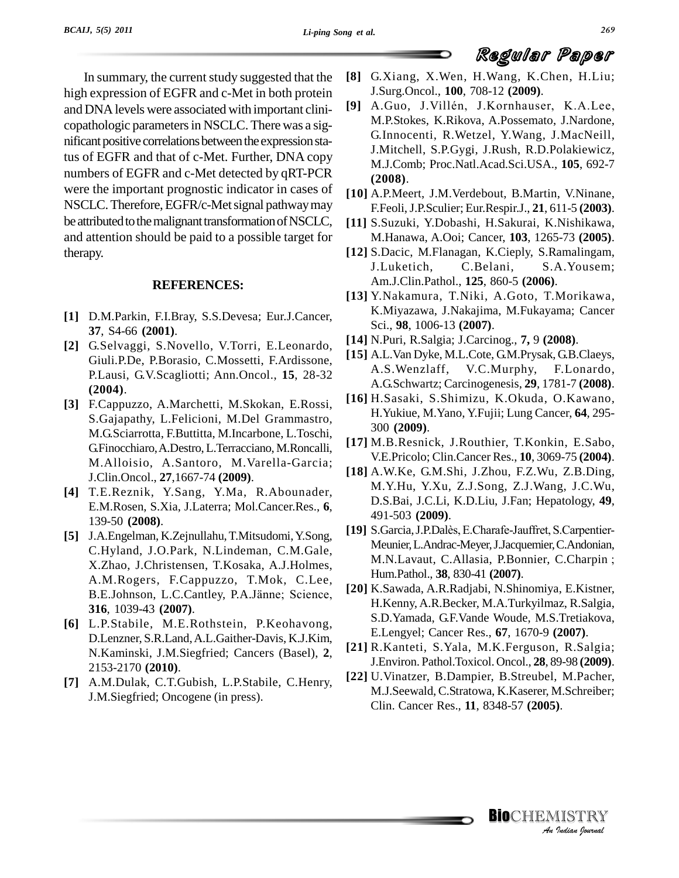In summary, the current study suggested that the high expression of EGFR and c-Met in both protein and DNA levels were associated with important clinicopathologic parameters in NSCLC. There was a significant positive correlations between the expression status of EGFR and that of c-Met. Further, DNA copy numbers of EGFR and c-Met detected by qRT-PCR were the important prognostic indicator in cases of NSCLC. Therefore, EGFR/c-Met signal pathway may be attributed to the malignant transformation of NSCLC, and attention should be paid to a possible target for therapy.

## REFERENCES:

**[1]** D.M.Parkin, F.I.Bray, S.S.Devesa; Eur.J.Cancer, **37**, S4-66 **(2001)**.

**[2]** G.Selvaggi, S.Novello, V.Torri, E.Leonardo, Giuli.P.De, P.Borasio, C.Mossetti, F.Ardissone, P.Lausi, G.V.Scagliotti; Ann.Oncol., **15**, 28-32 **(2004)**.

**[3]** F.Cappuzzo, A.Marchetti, M.Skokan, E.Rossi, S.Gajapathy, L.Felicioni, M.Del Grammastro, M.G.Sciarrotta, F.Buttitta, M.Incarbone, L.Toschi, G.Finocchiaro, A.Destro, L.Terracciano, M.Roncalli, M.Alloisio, A.Santoro, M.Varella-Garcia; J.Clin.Oncol., **27**,1667-74 **(2009)**.

**[4]** T.E.Reznik, Y.Sang, Y.Ma, R.Abounader, E.M.Rosen, S.Xia, J.Laterra; Mol.Cancer.Res., **6**, 139-50 **(2008)**.

**[5]** J.A.Engelman, K.Zejnullahu, T.Mitsudomi, Y.Song, C.Hyland, J.O.Park, N.Lindeman, C.M.Gale, X.Zhao, J.Christensen, T.Kosaka, A.J.Holmes, A.M.Rogers, F.Cappuzzo, T.Mok, C.Lee, B.E.Johnson, L.C.Cantley, P.A.Jänne; Science, **316**, 1039-43 **(2007)**.

**[6]** L.P.Stabile, M.E.Rothstein, P.Keohavong, D.Lenzner, S.R.Land, A.L.Gaither-Davis, K.J.Kim, N.Kaminski, J.M.Siegfried; Cancers (Basel), **2**, 2153-2170 **(2010)**.

**[7]** A.M.Dulak, C.T.Gubish, L.P.Stabile, C.Henry, J.M.Siegfried; Oncogene (in press).

**[8]** G.Xiang, X.Wen, H.Wang, K.Chen, H.Liu; J.Surg.Oncol., **100**, 708-12 **(2009)**.

**[9]** A.Guo, J.Villén, J.Kornhauser, K.A.Lee, M.P.Stokes, K.Rikova, A.Possemato, J.Nardone, G.Innocenti, R.Wetzel, Y.Wang, J.MacNeill, J.Mitchell, S.P.Gygi, J.Rush, R.D.Polakiewicz, M.J.Comb; Proc.Natl.Acad.Sci.USA., **105**, 692-7 **(2008)**.

**[10]** A.P.Meert, J.M.Verdebout, B.Martin, V.Ninane, F.Feoli, J.P.Sculier; Eur.Respir.J., **21**, 611-5 **(2003)**.

**[11]** S.Suzuki, Y.Dobashi, H.Sakurai, K.Nishikawa, M.Hanawa, A.Ooi; Cancer, **103**, 1265-73 **(2005)**.

**[12]** S.Dacic, M.Flanagan, K.Cieply, S.Ramalingam, J.Luketich, C.Belani, S.A.Yousem; Am.J.Clin.Pathol., **125**, 860-5 **(2006)**.

**[13]** Y.Nakamura, T.Niki, A.Goto, T.Morikawa, K.Miyazawa, J.Nakajima, M.Fukayama; Cancer Sci., **98**, 1006-13 **(2007)**.

**[14]** N.Puri, R.Salgia; J.Carcinog., **7,** 9 **(2008)**.

**[15]** A.L.Van Dyke, M.L.Cote, G.M.Prysak, G.B.Claeys, A.S.Wenzlaff, V.C.Murphy, F.Lonardo, A.G.Schwartz; Carcinogenesis, **29**, 1781-7 **(2008)**.

**[16]** H.Sasaki, S.Shimizu, K.Okuda, O.Kawano, H.Yukiue, M.Yano, Y.Fujii; Lung Cancer, **64**, 295-300 **(2009)**.

**[17]** M.B.Resnick, J.Routhier, T.Konkin, E.Sabo, V.E.Pricolo; Clin.Cancer Res., **10**, 3069-75 **(2004)**.

**[18]** A.W.Ke, G.M.Shi, J.Zhou, F.Z.Wu, Z.B.Ding, M.Y.Hu, Y.Xu, Z.J.Song, Z.J.Wang, J.C.Wu, D.S.Bai, J.C.Li, K.D.Liu, J.Fan; Hepatology, **49**, 491-503 **(2009)**.

**[19]** S.Garcia, J.P.Dalès, E.Charafe-Jauffret, S.Carpentier-Meunier, L.Andrac-Meyer, J.Jacquemier, C.Andonian, M.N.Lavaut, C.Allasia, P.Bonnier, C.Charpin ; Hum.Pathol., **38**, 830-41 **(2007)**.

**[20]** K.Sawada, A.R.Radjabi, N.Shinomiya, E.Kistner, H.Kenny, A.R.Becker, M.A.Turkyilmaz, R.Salgia, S.D.Yamada, G.F.Vande Woude, M.S.Tretiakova, E.Lengyel; Cancer Res., **67**, 1670-9 **(2007)**.

**[21]** R.Kanteti, S.Yala, M.K.Ferguson, R.Salgia; J.Environ. Pathol.Toxicol. Oncol., **28**, 89-98 **(2009)**.

**[22]** U.Vinatzer, B.Dampier, B.Streubel, M.Pacher, M.J.Seewald, C.Stratowa, K.Kaserer, M.Schreiber; Clin. Cancer Res., **11**, 8348-57 **(2005)**.